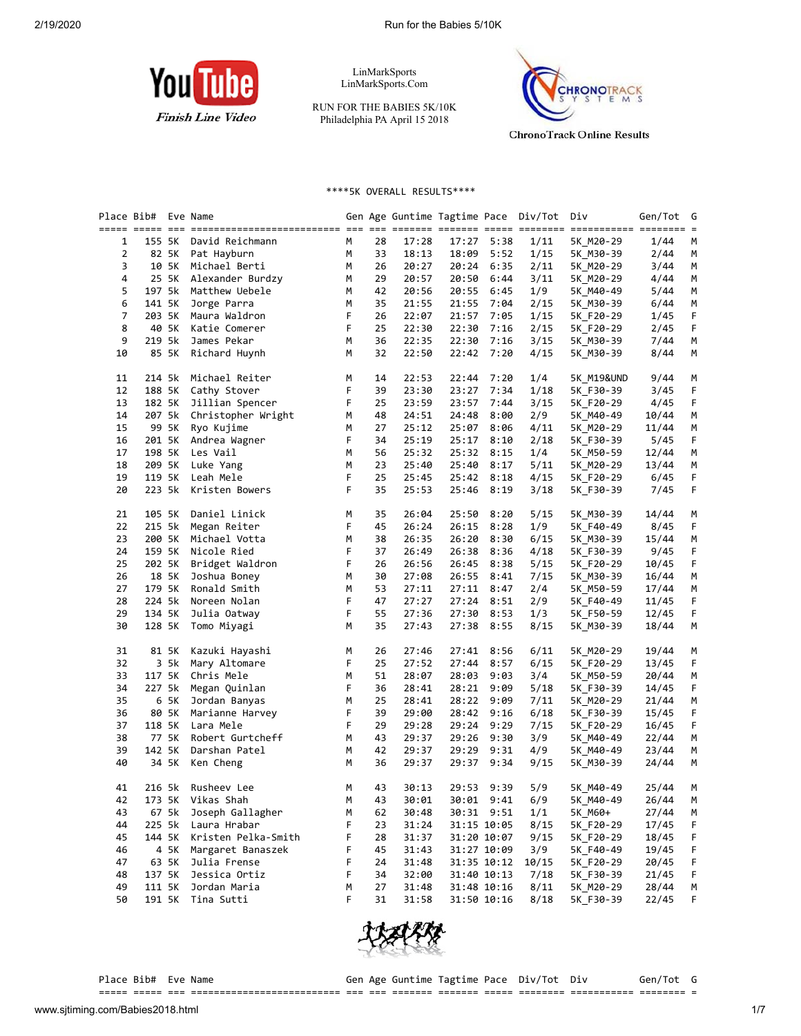LinMarkSports
LinMarkSports.Com

RUN FOR THE BABIES 5K/10K
Philadelphia PA April 15 2018

YouTube Finish Line Video

ChronoTrack Online Results

****5K OVERALL RESULTS****

| Place | Bib# | Eve | Name | Gen | Age | Guntime | Tagtime | Pace | Div/Tot | Div | Gen/Tot | G |
|---|---|---|---|---|---|---|---|---|---|---|---|---|
| 1 | 155 | 5K | David Reichmann | M | 28 | 17:28 | 17:27 | 5:38 | 1/11 | 5K_M20-29 | 1/44 | M |
| 2 | 82 | 5K | Pat Hayburn | M | 33 | 18:13 | 18:09 | 5:52 | 1/15 | 5K_M30-39 | 2/44 | M |
| 3 | 10 | 5K | Michael Berti | M | 26 | 20:27 | 20:24 | 6:35 | 2/11 | 5K_M20-29 | 3/44 | M |
| 4 | 25 | 5K | Alexander Burdzy | M | 29 | 20:57 | 20:50 | 6:44 | 3/11 | 5K_M20-29 | 4/44 | M |
| 5 | 197 | 5k | Matthew Uebele | M | 42 | 20:56 | 20:55 | 6:45 | 1/9 | 5K_M40-49 | 5/44 | M |
| 6 | 141 | 5K | Jorge Parra | M | 35 | 21:55 | 21:55 | 7:04 | 2/15 | 5K_M30-39 | 6/44 | M |
| 7 | 203 | 5K | Maura Waldron | F | 26 | 22:07 | 21:57 | 7:05 | 1/15 | 5K_F20-29 | 1/45 | F |
| 8 | 40 | 5K | Katie Comerer | F | 25 | 22:30 | 22:30 | 7:16 | 2/15 | 5K_F20-29 | 2/45 | F |
| 9 | 219 | 5k | James Pekar | M | 36 | 22:35 | 22:30 | 7:16 | 3/15 | 5K_M30-39 | 7/44 | M |
| 10 | 85 | 5K | Richard Huynh | M | 32 | 22:50 | 22:42 | 7:20 | 4/15 | 5K_M30-39 | 8/44 | M |
| 11 | 214 | 5k | Michael Reiter | M | 14 | 22:53 | 22:44 | 7:20 | 1/4 | 5K_M19&UND | 9/44 | M |
| 12 | 188 | 5K | Cathy Stover | F | 39 | 23:30 | 23:27 | 7:34 | 1/18 | 5K_F30-39 | 3/45 | F |
| 13 | 182 | 5K | Jillian Spencer | F | 25 | 23:59 | 23:57 | 7:44 | 3/15 | 5K_F20-29 | 4/45 | F |
| 14 | 207 | 5k | Christopher Wright | M | 48 | 24:51 | 24:48 | 8:00 | 2/9 | 5K_M40-49 | 10/44 | M |
| 15 | 99 | 5K | Ryo Kujime | M | 27 | 25:12 | 25:07 | 8:06 | 4/11 | 5K_M20-29 | 11/44 | M |
| 16 | 201 | 5K | Andrea Wagner | F | 34 | 25:19 | 25:17 | 8:10 | 2/18 | 5K_F30-39 | 5/45 | F |
| 17 | 198 | 5K | Les Vail | M | 56 | 25:32 | 25:32 | 8:15 | 1/4 | 5K_M50-59 | 12/44 | M |
| 18 | 209 | 5k | Luke Yang | M | 23 | 25:40 | 25:40 | 8:17 | 5/11 | 5K_M20-29 | 13/44 | M |
| 19 | 119 | 5K | Leah Mele | F | 25 | 25:45 | 25:42 | 8:18 | 4/15 | 5K_F20-29 | 6/45 | F |
| 20 | 223 | 5k | Kristen Bowers | F | 35 | 25:53 | 25:46 | 8:19 | 3/18 | 5K_F30-39 | 7/45 | F |
| 21 | 105 | 5K | Daniel Linick | M | 35 | 26:04 | 25:50 | 8:20 | 5/15 | 5K_M30-39 | 14/44 | M |
| 22 | 215 | 5k | Megan Reiter | F | 45 | 26:24 | 26:15 | 8:28 | 1/9 | 5K_F40-49 | 8/45 | F |
| 23 | 200 | 5K | Michael Votta | M | 38 | 26:35 | 26:20 | 8:30 | 6/15 | 5K_M30-39 | 15/44 | M |
| 24 | 159 | 5K | Nicole Ried | F | 37 | 26:49 | 26:38 | 8:36 | 4/18 | 5K_F30-39 | 9/45 | F |
| 25 | 202 | 5K | Bridget Waldron | F | 26 | 26:56 | 26:45 | 8:38 | 5/15 | 5K_F20-29 | 10/45 | F |
| 26 | 18 | 5K | Joshua Boney | M | 30 | 27:08 | 26:55 | 8:41 | 7/15 | 5K_M30-39 | 16/44 | M |
| 27 | 179 | 5K | Ronald Smith | M | 53 | 27:11 | 27:11 | 8:47 | 2/4 | 5K_M50-59 | 17/44 | M |
| 28 | 224 | 5k | Noreen Nolan | F | 47 | 27:27 | 27:24 | 8:51 | 2/9 | 5K_F40-49 | 11/45 | F |
| 29 | 134 | 5K | Julia Oatway | F | 55 | 27:36 | 27:30 | 8:53 | 1/3 | 5K_F50-59 | 12/45 | F |
| 30 | 128 | 5K | Tomo Miyagi | M | 35 | 27:43 | 27:38 | 8:55 | 8/15 | 5K_M30-39 | 18/44 | M |
| 31 | 81 | 5K | Kazuki Hayashi | M | 26 | 27:46 | 27:41 | 8:56 | 6/11 | 5K_M20-29 | 19/44 | M |
| 32 | 3 | 5k | Mary Altomare | F | 25 | 27:52 | 27:44 | 8:57 | 6/15 | 5K_F20-29 | 13/45 | F |
| 33 | 117 | 5K | Chris Mele | M | 51 | 28:07 | 28:03 | 9:03 | 3/4 | 5K_M50-59 | 20/44 | M |
| 34 | 227 | 5k | Megan Quinlan | F | 36 | 28:41 | 28:21 | 9:09 | 5/18 | 5K_F30-39 | 14/45 | F |
| 35 | 6 | 5K | Jordan Banyas | M | 25 | 28:41 | 28:22 | 9:09 | 7/11 | 5K_M20-29 | 21/44 | M |
| 36 | 80 | 5K | Marianne Harvey | F | 39 | 29:00 | 28:42 | 9:16 | 6/18 | 5K_F30-39 | 15/45 | F |
| 37 | 118 | 5K | Lara Mele | F | 29 | 29:28 | 29:24 | 9:29 | 7/15 | 5K_F20-29 | 16/45 | F |
| 38 | 77 | 5K | Robert Gurtcheff | M | 43 | 29:37 | 29:26 | 9:30 | 3/9 | 5K_M40-49 | 22/44 | M |
| 39 | 142 | 5K | Darshan Patel | M | 42 | 29:37 | 29:29 | 9:31 | 4/9 | 5K_M40-49 | 23/44 | M |
| 40 | 34 | 5K | Ken Cheng | M | 36 | 29:37 | 29:37 | 9:34 | 9/15 | 5K_M30-39 | 24/44 | M |
| 41 | 216 | 5k | Rusheev Lee | M | 43 | 30:13 | 29:53 | 9:39 | 5/9 | 5K_M40-49 | 25/44 | M |
| 42 | 173 | 5K | Vikas Shah | M | 43 | 30:01 | 30:01 | 9:41 | 6/9 | 5K_M40-49 | 26/44 | M |
| 43 | 67 | 5k | Joseph Gallagher | M | 62 | 30:48 | 30:31 | 9:51 | 1/1 | 5K_M60+ | 27/44 | M |
| 44 | 225 | 5k | Laura Hrabar | F | 23 | 31:24 | 31:15 | 10:05 | 8/15 | 5K_F20-29 | 17/45 | F |
| 45 | 144 | 5K | Kristen Pelka-Smith | F | 28 | 31:37 | 31:20 | 10:07 | 9/15 | 5K_F20-29 | 18/45 | F |
| 46 | 4 | 5K | Margaret Banaszek | F | 45 | 31:43 | 31:27 | 10:09 | 3/9 | 5K_F40-49 | 19/45 | F |
| 47 | 63 | 5K | Julia Frense | F | 24 | 31:48 | 31:35 | 10:12 | 10/15 | 5K_F20-29 | 20/45 | F |
| 48 | 137 | 5K | Jessica Ortiz | F | 34 | 32:00 | 31:40 | 10:13 | 7/18 | 5K_F30-39 | 21/45 | F |
| 49 | 111 | 5K | Jordan Maria | M | 27 | 31:48 | 31:48 | 10:16 | 8/11 | 5K_M20-29 | 28/44 | M |
| 50 | 191 | 5K | Tina Sutti | F | 31 | 31:58 | 31:50 | 10:16 | 8/18 | 5K_F30-39 | 22/45 | F |

| Place | Bib# | Eve | Name | Gen | Age | Guntime | Tagtime | Pace | Div/Tot | Div | Gen/Tot | G |
|---|---|---|---|---|---|---|---|---|---|---|---|---|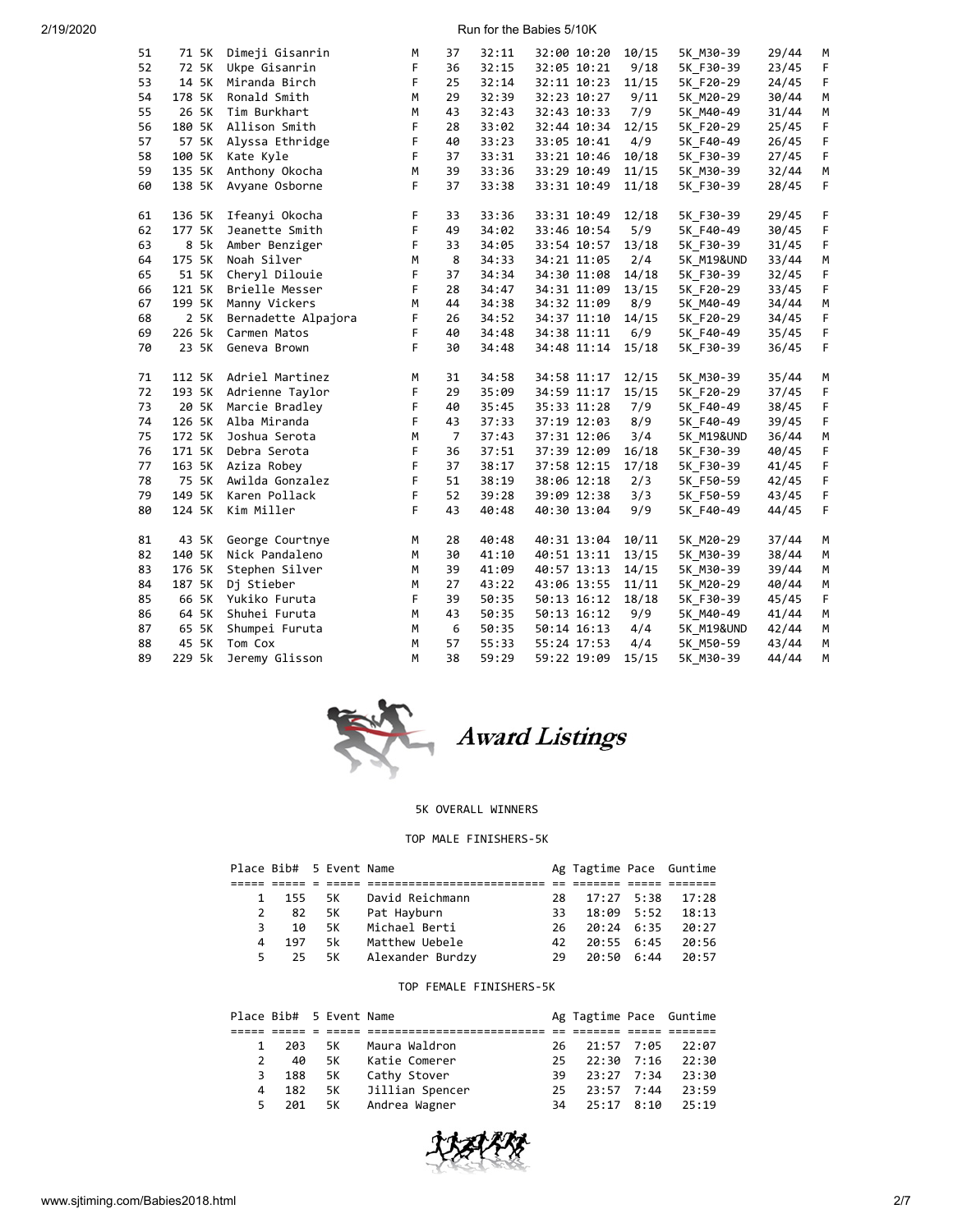| | Bib# | Event | Name | Sex | Age | Guntime | Tagtime | Pace | Div Place | Division | Sex Place | Sex |
|---|---|---|---|---|---|---|---|---|---|---|---|---|
| 51 | 71 | 5K | Dimeji Gisanrin | M | 37 | 32:11 | 32:00 | 10:20 | 10/15 | 5K_M30-39 | 29/44 | M |
| 52 | 72 | 5K | Ukpe Gisanrin | F | 36 | 32:15 | 32:05 | 10:21 | 9/18 | 5K_F30-39 | 23/45 | F |
| 53 | 14 | 5K | Miranda Birch | F | 25 | 32:14 | 32:11 | 10:23 | 11/15 | 5K_F20-29 | 24/45 | F |
| 54 | 178 | 5K | Ronald Smith | M | 29 | 32:39 | 32:23 | 10:27 | 9/11 | 5K_M20-29 | 30/44 | M |
| 55 | 26 | 5K | Tim Burkhart | M | 43 | 32:43 | 32:43 | 10:33 | 7/9 | 5K_M40-49 | 31/44 | M |
| 56 | 180 | 5K | Allison Smith | F | 28 | 33:02 | 32:44 | 10:34 | 12/15 | 5K_F20-29 | 25/45 | F |
| 57 | 57 | 5K | Alyssa Ethridge | F | 40 | 33:23 | 33:05 | 10:41 | 4/9 | 5K_F40-49 | 26/45 | F |
| 58 | 100 | 5K | Kate Kyle | F | 37 | 33:31 | 33:21 | 10:46 | 10/18 | 5K_F30-39 | 27/45 | F |
| 59 | 135 | 5K | Anthony Okocha | M | 39 | 33:36 | 33:29 | 10:49 | 11/15 | 5K_M30-39 | 32/44 | M |
| 60 | 138 | 5K | Avyane Osborne | F | 37 | 33:38 | 33:31 | 10:49 | 11/18 | 5K_F30-39 | 28/45 | F |
| 61 | 136 | 5K | Ifeanyi Okocha | F | 33 | 33:36 | 33:31 | 10:49 | 12/18 | 5K_F30-39 | 29/45 | F |
| 62 | 177 | 5K | Jeanette Smith | F | 49 | 34:02 | 33:46 | 10:54 | 5/9 | 5K_F40-49 | 30/45 | F |
| 63 | 8 | 5k | Amber Benziger | F | 33 | 34:05 | 33:54 | 10:57 | 13/18 | 5K_F30-39 | 31/45 | F |
| 64 | 175 | 5K | Noah Silver | M | 8 | 34:33 | 34:21 | 11:05 | 2/4 | 5K_M19&UND | 33/44 | M |
| 65 | 51 | 5K | Cheryl Dilouie | F | 37 | 34:34 | 34:30 | 11:08 | 14/18 | 5K_F30-39 | 32/45 | F |
| 66 | 121 | 5K | Brielle Messer | F | 28 | 34:47 | 34:31 | 11:09 | 13/15 | 5K_F20-29 | 33/45 | F |
| 67 | 199 | 5K | Manny Vickers | M | 44 | 34:38 | 34:32 | 11:09 | 8/9 | 5K_M40-49 | 34/44 | M |
| 68 | 2 | 5K | Bernadette Alpajora | F | 26 | 34:52 | 34:37 | 11:10 | 14/15 | 5K_F20-29 | 34/45 | F |
| 69 | 226 | 5k | Carmen Matos | F | 40 | 34:48 | 34:38 | 11:11 | 6/9 | 5K_F40-49 | 35/45 | F |
| 70 | 23 | 5K | Geneva Brown | F | 30 | 34:48 | 34:48 | 11:14 | 15/18 | 5K_F30-39 | 36/45 | F |
| 71 | 112 | 5K | Adriel Martinez | M | 31 | 34:58 | 34:58 | 11:17 | 12/15 | 5K_M30-39 | 35/44 | M |
| 72 | 193 | 5K | Adrienne Taylor | F | 29 | 35:09 | 34:59 | 11:17 | 15/15 | 5K_F20-29 | 37/45 | F |
| 73 | 20 | 5K | Marcie Bradley | F | 40 | 35:45 | 35:33 | 11:28 | 7/9 | 5K_F40-49 | 38/45 | F |
| 74 | 126 | 5K | Alba Miranda | F | 43 | 37:33 | 37:19 | 12:03 | 8/9 | 5K_F40-49 | 39/45 | F |
| 75 | 172 | 5K | Joshua Serota | M | 7 | 37:43 | 37:31 | 12:06 | 3/4 | 5K_M19&UND | 36/44 | M |
| 76 | 171 | 5K | Debra Serota | F | 36 | 37:51 | 37:39 | 12:09 | 16/18 | 5K_F30-39 | 40/45 | F |
| 77 | 163 | 5K | Aziza Robey | F | 37 | 38:17 | 37:58 | 12:15 | 17/18 | 5K_F30-39 | 41/45 | F |
| 78 | 75 | 5K | Awilda Gonzalez | F | 51 | 38:19 | 38:06 | 12:18 | 2/3 | 5K_F50-59 | 42/45 | F |
| 79 | 149 | 5K | Karen Pollack | F | 52 | 39:28 | 39:09 | 12:38 | 3/3 | 5K_F50-59 | 43/45 | F |
| 80 | 124 | 5K | Kim Miller | F | 43 | 40:48 | 40:30 | 13:04 | 9/9 | 5K_F40-49 | 44/45 | F |
| 81 | 43 | 5K | George Courtnye | M | 28 | 40:48 | 40:31 | 13:04 | 10/11 | 5K_M20-29 | 37/44 | M |
| 82 | 140 | 5K | Nick Pandaleno | M | 30 | 41:10 | 40:51 | 13:11 | 13/15 | 5K_M30-39 | 38/44 | M |
| 83 | 176 | 5K | Stephen Silver | M | 39 | 41:09 | 40:57 | 13:13 | 14/15 | 5K_M30-39 | 39/44 | M |
| 84 | 187 | 5K | Dj Stieber | M | 27 | 43:22 | 43:06 | 13:55 | 11/11 | 5K_M20-29 | 40/44 | M |
| 85 | 66 | 5K | Yukiko Furuta | F | 39 | 50:35 | 50:13 | 16:12 | 18/18 | 5K_F30-39 | 45/45 | F |
| 86 | 64 | 5K | Shuhei Furuta | M | 43 | 50:35 | 50:13 | 16:12 | 9/9 | 5K_M40-49 | 41/44 | M |
| 87 | 65 | 5K | Shumpei Furuta | M | 6 | 50:35 | 50:14 | 16:13 | 4/4 | 5K_M19&UND | 42/44 | M |
| 88 | 45 | 5K | Tom Cox | M | 57 | 55:33 | 55:24 | 17:53 | 4/4 | 5K_M50-59 | 43/44 | M |
| 89 | 229 | 5k | Jeremy Glisson | M | 38 | 59:29 | 59:22 | 19:09 | 15/15 | 5K_M30-39 | 44/44 | M |

## *Award Listings*

### 5K OVERALL WINNERS

#### TOP MALE FINISHERS-5K

| Place | Bib# | 5 Event | Name | Ag | Tagtime | Pace | Guntime |
|---|---|---|---|---|---|---|---|
| 1 | 155 | 5K | David Reichmann | 28 | 17:27 | 5:38 | 17:28 |
| 2 | 82 | 5K | Pat Hayburn | 33 | 18:09 | 5:52 | 18:13 |
| 3 | 10 | 5K | Michael Berti | 26 | 20:24 | 6:35 | 20:27 |
| 4 | 197 | 5k | Matthew Uebele | 42 | 20:55 | 6:45 | 20:56 |
| 5 | 25 | 5K | Alexander Burdzy | 29 | 20:50 | 6:44 | 20:57 |

#### TOP FEMALE FINISHERS-5K

| Place | Bib# | 5 Event | Name | Ag | Tagtime | Pace | Guntime |
|---|---|---|---|---|---|---|---|
| 1 | 203 | 5K | Maura Waldron | 26 | 21:57 | 7:05 | 22:07 |
| 2 | 40 | 5K | Katie Comerer | 25 | 22:30 | 7:16 | 22:30 |
| 3 | 188 | 5K | Cathy Stover | 39 | 23:27 | 7:34 | 23:30 |
| 4 | 182 | 5K | Jillian Spencer | 25 | 23:57 | 7:44 | 23:59 |
| 5 | 201 | 5K | Andrea Wagner | 34 | 25:17 | 8:10 | 25:19 |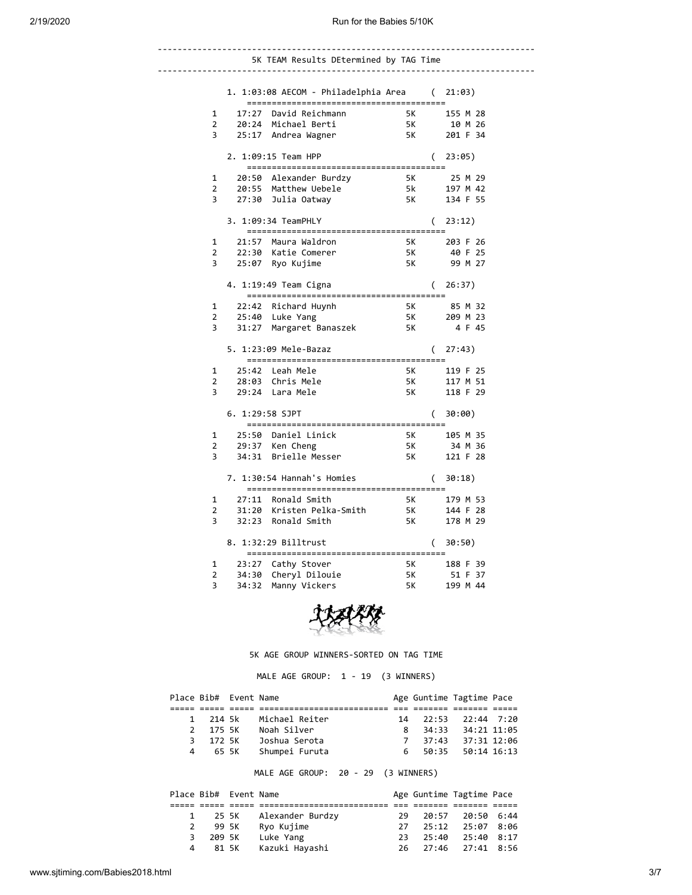## 5K TEAM Results DEtermined by TAG Time

**1. 1:03:08 AECOM - Philadelphia Area ( 21:03)**

| # | Time | Name | Event | Bib | Sex | Age |
|---|---|---|---|---|---|---|
| 1 | 17:27 | David Reichmann | 5K | 155 | M | 28 |
| 2 | 20:24 | Michael Berti | 5K | 10 | M | 26 |
| 3 | 25:17 | Andrea Wagner | 5K | 201 | F | 34 |

**2. 1:09:15 Team HPP ( 23:05)**

| # | Time | Name | Event | Bib | Sex | Age |
|---|---|---|---|---|---|---|
| 1 | 20:50 | Alexander Burdzy | 5K | 25 | M | 29 |
| 2 | 20:55 | Matthew Uebele | 5k | 197 | M | 42 |
| 3 | 27:30 | Julia Oatway | 5K | 134 | F | 55 |

**3. 1:09:34 TeamPHLY ( 23:12)**

| # | Time | Name | Event | Bib | Sex | Age |
|---|---|---|---|---|---|---|
| 1 | 21:57 | Maura Waldron | 5K | 203 | F | 26 |
| 2 | 22:30 | Katie Comerer | 5K | 40 | F | 25 |
| 3 | 25:07 | Ryo Kujime | 5K | 99 | M | 27 |

**4. 1:19:49 Team Cigna ( 26:37)**

| # | Time | Name | Event | Bib | Sex | Age |
|---|---|---|---|---|---|---|
| 1 | 22:42 | Richard Huynh | 5K | 85 | M | 32 |
| 2 | 25:40 | Luke Yang | 5K | 209 | M | 23 |
| 3 | 31:27 | Margaret Banaszek | 5K | 4 | F | 45 |

**5. 1:23:09 Mele-Bazaz ( 27:43)**

| # | Time | Name | Event | Bib | Sex | Age |
|---|---|---|---|---|---|---|
| 1 | 25:42 | Leah Mele | 5K | 119 | F | 25 |
| 2 | 28:03 | Chris Mele | 5K | 117 | M | 51 |
| 3 | 29:24 | Lara Mele | 5K | 118 | F | 29 |

**6. 1:29:58 SJPT ( 30:00)**

| # | Time | Name | Event | Bib | Sex | Age |
|---|---|---|---|---|---|---|
| 1 | 25:50 | Daniel Linick | 5K | 105 | M | 35 |
| 2 | 29:37 | Ken Cheng | 5K | 34 | M | 36 |
| 3 | 34:31 | Brielle Messer | 5K | 121 | F | 28 |

**7. 1:30:54 Hannah's Homies ( 30:18)**

| # | Time | Name | Event | Bib | Sex | Age |
|---|---|---|---|---|---|---|
| 1 | 27:11 | Ronald Smith | 5K | 179 | M | 53 |
| 2 | 31:20 | Kristen Pelka-Smith | 5K | 144 | F | 28 |
| 3 | 32:23 | Ronald Smith | 5K | 178 | M | 29 |

**8. 1:32:29 Billtrust ( 30:50)**

| # | Time | Name | Event | Bib | Sex | Age |
|---|---|---|---|---|---|---|
| 1 | 23:27 | Cathy Stover | 5K | 188 | F | 39 |
| 2 | 34:30 | Cheryl Dilouie | 5K | 51 | F | 37 |
| 3 | 34:32 | Manny Vickers | 5K | 199 | M | 44 |

## 5K AGE GROUP WINNERS-SORTED ON TAG TIME

### MALE AGE GROUP: 1 - 19 (3 WINNERS)

| Place | Bib# | Event | Name | Age | Guntime | Tagtime | Pace |
|---|---|---|---|---|---|---|---|
| 1 | 214 | 5k | Michael Reiter | 14 | 22:53 | 22:44 | 7:20 |
| 2 | 175 | 5K | Noah Silver | 8 | 34:33 | 34:21 | 11:05 |
| 3 | 172 | 5K | Joshua Serota | 7 | 37:43 | 37:31 | 12:06 |
| 4 | 65 | 5K | Shumpei Furuta | 6 | 50:35 | 50:14 | 16:13 |

### MALE AGE GROUP: 20 - 29 (3 WINNERS)

| Place | Bib# | Event | Name | Age | Guntime | Tagtime | Pace |
|---|---|---|---|---|---|---|---|
| 1 | 25 | 5K | Alexander Burdzy | 29 | 20:57 | 20:50 | 6:44 |
| 2 | 99 | 5K | Ryo Kujime | 27 | 25:12 | 25:07 | 8:06 |
| 3 | 209 | 5K | Luke Yang | 23 | 25:40 | 25:40 | 8:17 |
| 4 | 81 | 5K | Kazuki Hayashi | 26 | 27:46 | 27:41 | 8:56 |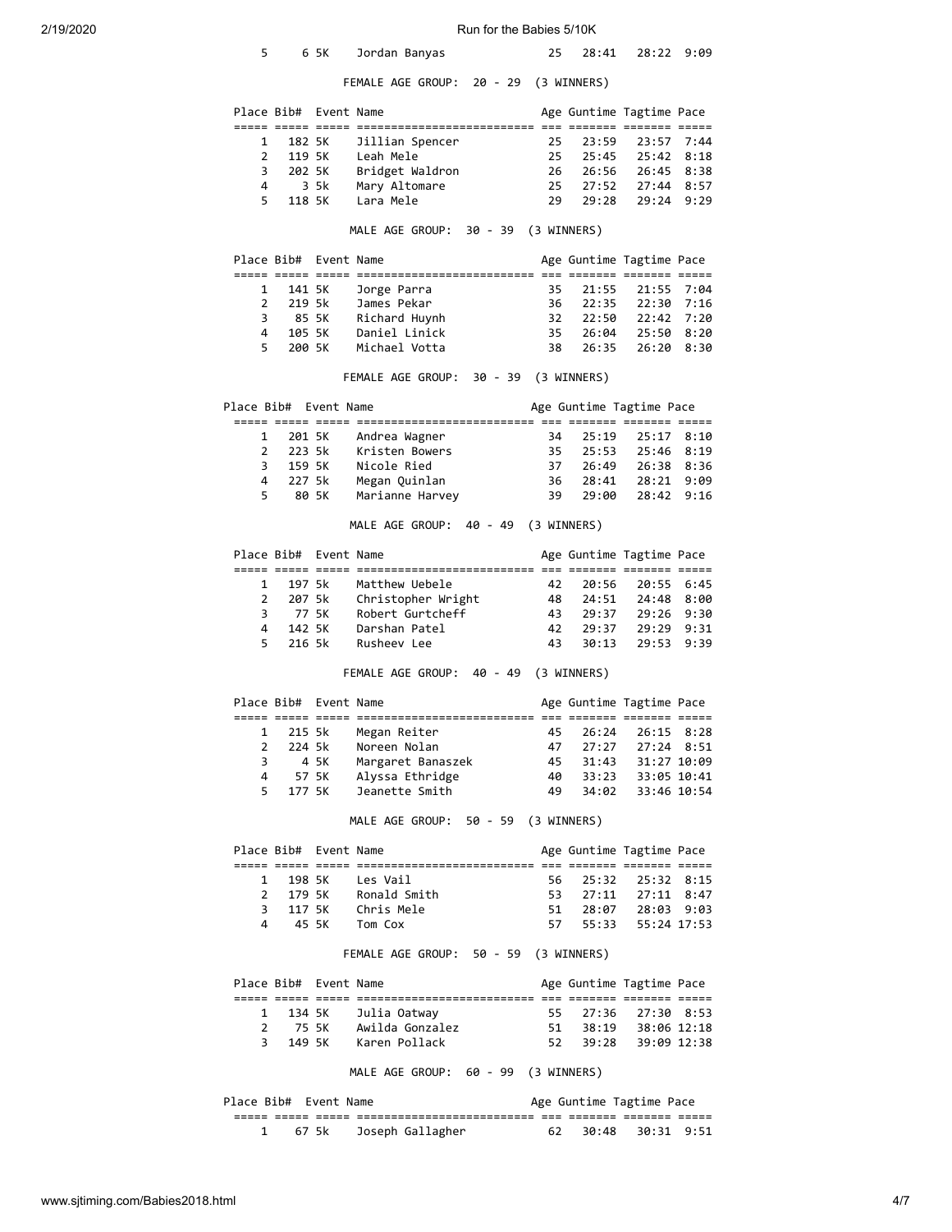| Place | Bib# | Event | Name | Age | Guntime | Tagtime | Pace |
|---|---|---|---|---|---|---|---|
| 5 | 6 | 5K | Jordan Banyas | 25 | 28:41 | 28:22 | 9:09 |

FEMALE AGE GROUP: 20 - 29 (3 WINNERS)

| Place | Bib# | Event | Name | Age | Guntime | Tagtime | Pace |
|---|---|---|---|---|---|---|---|
| 1 | 182 | 5K | Jillian Spencer | 25 | 23:59 | 23:57 | 7:44 |
| 2 | 119 | 5K | Leah Mele | 25 | 25:45 | 25:42 | 8:18 |
| 3 | 202 | 5K | Bridget Waldron | 26 | 26:56 | 26:45 | 8:38 |
| 4 | 3 | 5k | Mary Altomare | 25 | 27:52 | 27:44 | 8:57 |
| 5 | 118 | 5K | Lara Mele | 29 | 29:28 | 29:24 | 9:29 |

MALE AGE GROUP: 30 - 39 (3 WINNERS)

| Place | Bib# | Event | Name | Age | Guntime | Tagtime | Pace |
|---|---|---|---|---|---|---|---|
| 1 | 141 | 5K | Jorge Parra | 35 | 21:55 | 21:55 | 7:04 |
| 2 | 219 | 5k | James Pekar | 36 | 22:35 | 22:30 | 7:16 |
| 3 | 85 | 5K | Richard Huynh | 32 | 22:50 | 22:42 | 7:20 |
| 4 | 105 | 5K | Daniel Linick | 35 | 26:04 | 25:50 | 8:20 |
| 5 | 200 | 5K | Michael Votta | 38 | 26:35 | 26:20 | 8:30 |

FEMALE AGE GROUP: 30 - 39 (3 WINNERS)

| Place | Bib# | Event | Name | Age | Guntime | Tagtime | Pace |
|---|---|---|---|---|---|---|---|
| 1 | 201 | 5K | Andrea Wagner | 34 | 25:19 | 25:17 | 8:10 |
| 2 | 223 | 5k | Kristen Bowers | 35 | 25:53 | 25:46 | 8:19 |
| 3 | 159 | 5K | Nicole Ried | 37 | 26:49 | 26:38 | 8:36 |
| 4 | 227 | 5k | Megan Quinlan | 36 | 28:41 | 28:21 | 9:09 |
| 5 | 80 | 5K | Marianne Harvey | 39 | 29:00 | 28:42 | 9:16 |

MALE AGE GROUP: 40 - 49 (3 WINNERS)

| Place | Bib# | Event | Name | Age | Guntime | Tagtime | Pace |
|---|---|---|---|---|---|---|---|
| 1 | 197 | 5k | Matthew Uebele | 42 | 20:56 | 20:55 | 6:45 |
| 2 | 207 | 5k | Christopher Wright | 48 | 24:51 | 24:48 | 8:00 |
| 3 | 77 | 5K | Robert Gurtcheff | 43 | 29:37 | 29:26 | 9:30 |
| 4 | 142 | 5K | Darshan Patel | 42 | 29:37 | 29:29 | 9:31 |
| 5 | 216 | 5k | Rusheev Lee | 43 | 30:13 | 29:53 | 9:39 |

FEMALE AGE GROUP: 40 - 49 (3 WINNERS)

| Place | Bib# | Event | Name | Age | Guntime | Tagtime | Pace |
|---|---|---|---|---|---|---|---|
| 1 | 215 | 5k | Megan Reiter | 45 | 26:24 | 26:15 | 8:28 |
| 2 | 224 | 5k | Noreen Nolan | 47 | 27:27 | 27:24 | 8:51 |
| 3 | 4 | 5K | Margaret Banaszek | 45 | 31:43 | 31:27 | 10:09 |
| 4 | 57 | 5K | Alyssa Ethridge | 40 | 33:23 | 33:05 | 10:41 |
| 5 | 177 | 5K | Jeanette Smith | 49 | 34:02 | 33:46 | 10:54 |

MALE AGE GROUP: 50 - 59 (3 WINNERS)

| Place | Bib# | Event | Name | Age | Guntime | Tagtime | Pace |
|---|---|---|---|---|---|---|---|
| 1 | 198 | 5K | Les Vail | 56 | 25:32 | 25:32 | 8:15 |
| 2 | 179 | 5K | Ronald Smith | 53 | 27:11 | 27:11 | 8:47 |
| 3 | 117 | 5K | Chris Mele | 51 | 28:07 | 28:03 | 9:03 |
| 4 | 45 | 5K | Tom Cox | 57 | 55:33 | 55:24 | 17:53 |

FEMALE AGE GROUP: 50 - 59 (3 WINNERS)

| Place | Bib# | Event | Name | Age | Guntime | Tagtime | Pace |
|---|---|---|---|---|---|---|---|
| 1 | 134 | 5K | Julia Oatway | 55 | 27:36 | 27:30 | 8:53 |
| 2 | 75 | 5K | Awilda Gonzalez | 51 | 38:19 | 38:06 | 12:18 |
| 3 | 149 | 5K | Karen Pollack | 52 | 39:28 | 39:09 | 12:38 |

MALE AGE GROUP: 60 - 99 (3 WINNERS)

| Place | Bib# | Event | Name | Age | Guntime | Tagtime | Pace |
|---|---|---|---|---|---|---|---|
| 1 | 67 | 5k | Joseph Gallagher | 62 | 30:48 | 30:31 | 9:51 |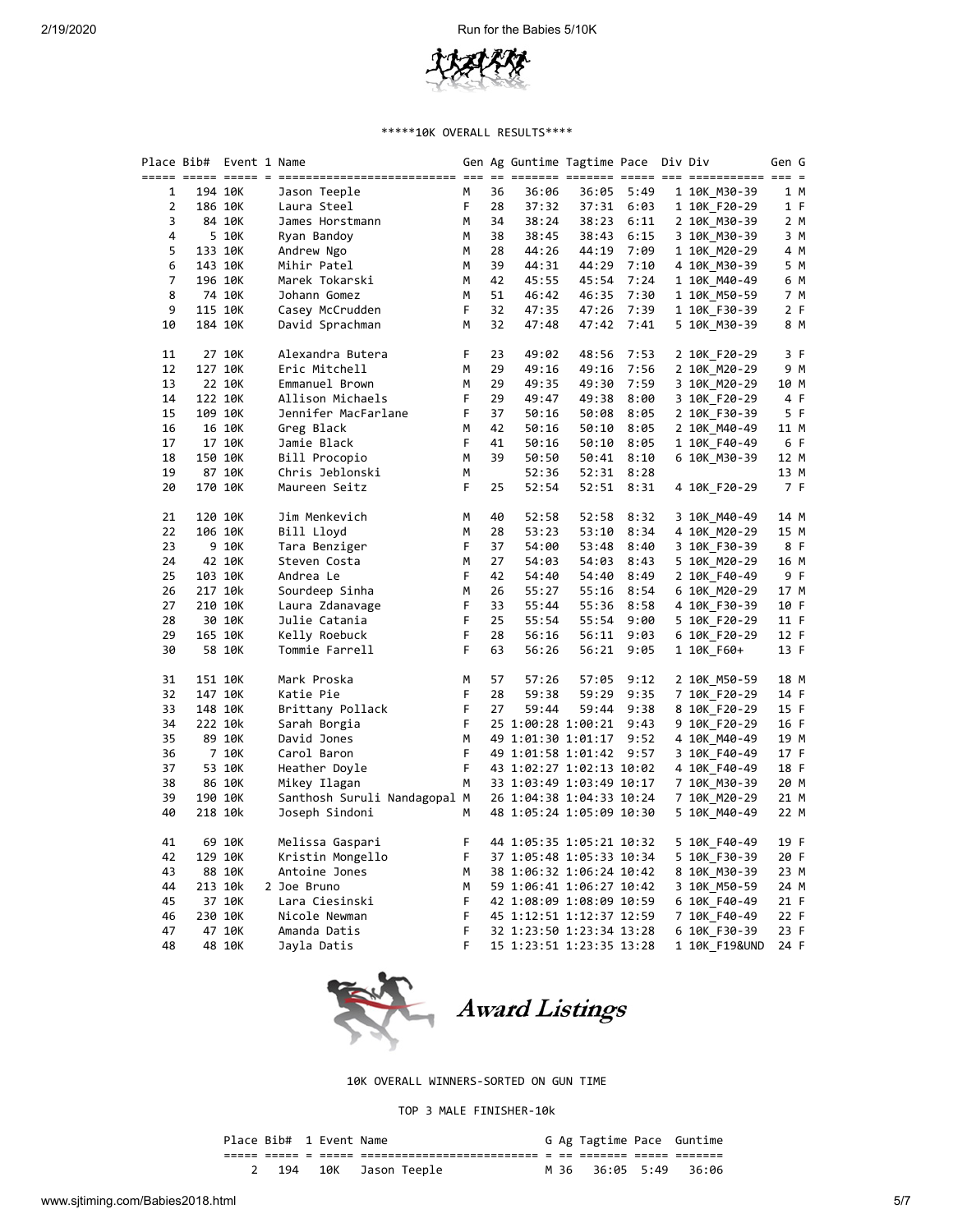*****10K OVERALL RESULTS****

| Place | Bib# | Event | 1 | Name | Gen | Ag | Guntime | Tagtime | Pace | Div | Div | Gen | G |
|---|---|---|---|---|---|---|---|---|---|---|---|---|---|
| 1 | 194 | 10K | | Jason Teeple | M | 36 | 36:06 | 36:05 | 5:49 | 1 | 10K_M30-39 | 1 | M |
| 2 | 186 | 10K | | Laura Steel | F | 28 | 37:32 | 37:31 | 6:03 | 1 | 10K_F20-29 | 1 | F |
| 3 | 84 | 10K | | James Horstmann | M | 34 | 38:24 | 38:23 | 6:11 | 2 | 10K_M30-39 | 2 | M |
| 4 | 5 | 10K | | Ryan Bandoy | M | 38 | 38:45 | 38:43 | 6:15 | 3 | 10K_M30-39 | 3 | M |
| 5 | 133 | 10K | | Andrew Ngo | M | 28 | 44:26 | 44:19 | 7:09 | 1 | 10K_M20-29 | 4 | M |
| 6 | 143 | 10K | | Mihir Patel | M | 39 | 44:31 | 44:29 | 7:10 | 4 | 10K_M30-39 | 5 | M |
| 7 | 196 | 10K | | Marek Tokarski | M | 42 | 45:55 | 45:54 | 7:24 | 1 | 10K_M40-49 | 6 | M |
| 8 | 74 | 10K | | Johann Gomez | M | 51 | 46:42 | 46:35 | 7:30 | 1 | 10K_M50-59 | 7 | M |
| 9 | 115 | 10K | | Casey McCrudden | F | 32 | 47:35 | 47:26 | 7:39 | 1 | 10K_F30-39 | 2 | F |
| 10 | 184 | 10K | | David Sprachman | M | 32 | 47:48 | 47:42 | 7:41 | 5 | 10K_M30-39 | 8 | M |
| 11 | 27 | 10K | | Alexandra Butera | F | 23 | 49:02 | 48:56 | 7:53 | 2 | 10K_F20-29 | 3 | F |
| 12 | 127 | 10K | | Eric Mitchell | M | 29 | 49:16 | 49:16 | 7:56 | 2 | 10K_M20-29 | 9 | M |
| 13 | 22 | 10K | | Emmanuel Brown | M | 29 | 49:35 | 49:30 | 7:59 | 3 | 10K_M20-29 | 10 | M |
| 14 | 122 | 10K | | Allison Michaels | F | 29 | 49:47 | 49:38 | 8:00 | 3 | 10K_F20-29 | 4 | F |
| 15 | 109 | 10K | | Jennifer MacFarlane | F | 37 | 50:16 | 50:08 | 8:05 | 2 | 10K_F30-39 | 5 | F |
| 16 | 16 | 10K | | Greg Black | M | 42 | 50:16 | 50:10 | 8:05 | 2 | 10K_M40-49 | 11 | M |
| 17 | 17 | 10K | | Jamie Black | F | 41 | 50:16 | 50:10 | 8:05 | 1 | 10K_F40-49 | 6 | F |
| 18 | 150 | 10K | | Bill Procopio | M | 39 | 50:50 | 50:41 | 8:10 | 6 | 10K_M30-39 | 12 | M |
| 19 | 87 | 10K | | Chris Jeblonski | M | | 52:36 | 52:31 | 8:28 | | | 13 | M |
| 20 | 170 | 10K | | Maureen Seitz | F | 25 | 52:54 | 52:51 | 8:31 | 4 | 10K_F20-29 | 7 | F |
| 21 | 120 | 10K | | Jim Menkevich | M | 40 | 52:58 | 52:58 | 8:32 | 3 | 10K_M40-49 | 14 | M |
| 22 | 106 | 10K | | Bill Lloyd | M | 28 | 53:23 | 53:10 | 8:34 | 4 | 10K_M20-29 | 15 | M |
| 23 | 9 | 10K | | Tara Benziger | F | 37 | 54:00 | 53:48 | 8:40 | 3 | 10K_F30-39 | 8 | F |
| 24 | 42 | 10K | | Steven Costa | M | 27 | 54:03 | 54:03 | 8:43 | 5 | 10K_M20-29 | 16 | M |
| 25 | 103 | 10K | | Andrea Le | F | 42 | 54:40 | 54:40 | 8:49 | 2 | 10K_F40-49 | 9 | F |
| 26 | 217 | 10k | | Sourdeep Sinha | M | 26 | 55:27 | 55:16 | 8:54 | 6 | 10K_M20-29 | 17 | M |
| 27 | 210 | 10K | | Laura Zdanavage | F | 33 | 55:44 | 55:36 | 8:58 | 4 | 10K_F30-39 | 10 | F |
| 28 | 30 | 10K | | Julie Catania | F | 25 | 55:54 | 55:54 | 9:00 | 5 | 10K_F20-29 | 11 | F |
| 29 | 165 | 10K | | Kelly Roebuck | F | 28 | 56:16 | 56:11 | 9:03 | 6 | 10K_F20-29 | 12 | F |
| 30 | 58 | 10K | | Tommie Farrell | F | 63 | 56:26 | 56:21 | 9:05 | 1 | 10K_F60+ | 13 | F |
| 31 | 151 | 10K | | Mark Proska | M | 57 | 57:26 | 57:05 | 9:12 | 2 | 10K_M50-59 | 18 | M |
| 32 | 147 | 10K | | Katie Pie | F | 28 | 59:38 | 59:29 | 9:35 | 7 | 10K_F20-29 | 14 | F |
| 33 | 148 | 10K | | Brittany Pollack | F | 27 | 59:44 | 59:44 | 9:38 | 8 | 10K_F20-29 | 15 | F |
| 34 | 222 | 10k | | Sarah Borgia | F | 25 | 1:00:28 | 1:00:21 | 9:43 | 9 | 10K_F20-29 | 16 | F |
| 35 | 89 | 10K | | David Jones | M | 49 | 1:01:30 | 1:01:17 | 9:52 | 4 | 10K_M40-49 | 19 | M |
| 36 | 7 | 10K | | Carol Baron | F | 49 | 1:01:58 | 1:01:42 | 9:57 | 3 | 10K_F40-49 | 17 | F |
| 37 | 53 | 10K | | Heather Doyle | F | 43 | 1:02:27 | 1:02:13 | 10:02 | 4 | 10K_F40-49 | 18 | F |
| 38 | 86 | 10K | | Mikey Ilagan | M | 33 | 1:03:49 | 1:03:49 | 10:17 | 7 | 10K_M30-39 | 20 | M |
| 39 | 190 | 10K | | Santhosh Suruli Nandagopal | M | 26 | 1:04:38 | 1:04:33 | 10:24 | 7 | 10K_M20-29 | 21 | M |
| 40 | 218 | 10k | | Joseph Sindoni | M | 48 | 1:05:24 | 1:05:09 | 10:30 | 5 | 10K_M40-49 | 22 | M |
| 41 | 69 | 10K | | Melissa Gaspari | F | 44 | 1:05:35 | 1:05:21 | 10:32 | 5 | 10K_F40-49 | 19 | F |
| 42 | 129 | 10K | | Kristin Mongello | F | 37 | 1:05:48 | 1:05:33 | 10:34 | 5 | 10K_F30-39 | 20 | F |
| 43 | 88 | 10K | | Antoine Jones | M | 38 | 1:06:32 | 1:06:24 | 10:42 | 8 | 10K_M30-39 | 23 | M |
| 44 | 213 | 10k | 2 | Joe Bruno | M | 59 | 1:06:41 | 1:06:27 | 10:42 | 3 | 10K_M50-59 | 24 | M |
| 45 | 37 | 10K | | Lara Ciesinski | F | 42 | 1:08:09 | 1:08:09 | 10:59 | 6 | 10K_F40-49 | 21 | F |
| 46 | 230 | 10K | | Nicole Newman | F | 45 | 1:12:51 | 1:12:37 | 12:59 | 7 | 10K_F40-49 | 22 | F |
| 47 | 47 | 10K | | Amanda Datis | F | 32 | 1:23:50 | 1:23:34 | 13:28 | 6 | 10K_F30-39 | 23 | F |
| 48 | 48 | 10K | | Jayla Datis | F | 15 | 1:23:51 | 1:23:35 | 13:28 | 1 | 10K_F19&UND | 24 | F |

*Award Listings*

10K OVERALL WINNERS-SORTED ON GUN TIME

TOP 3 MALE FINISHER-10k

| Place | Bib# | 1 | Event | Name | G | Ag | Tagtime | Pace | Guntime |
|---|---|---|---|---|---|---|---|---|---|
| 2 | 194 | | 10K | Jason Teeple | M | 36 | 36:05 | 5:49 | 36:06 |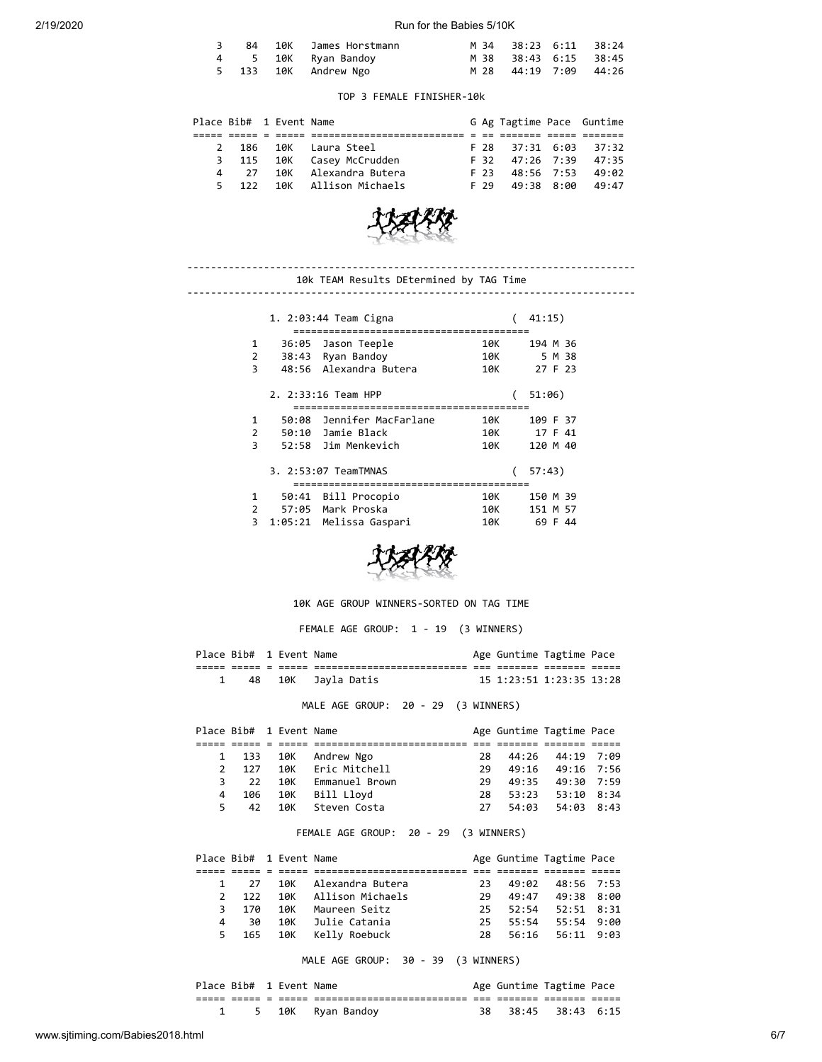| Place | Bib# | 1 | Event | Name | G | Ag | Tagtime | Pace | Guntime |
|---|---|---|---|---|---|---|---|---|---|
| 3 | 84 | | 10K | James Horstmann | M | 34 | 38:23 | 6:11 | 38:24 |
| 4 | 5 | | 10K | Ryan Bandoy | M | 38 | 38:43 | 6:15 | 38:45 |
| 5 | 133 | | 10K | Andrew Ngo | M | 28 | 44:19 | 7:09 | 44:26 |

TOP 3 FEMALE FINISHER-10k

| Place | Bib# | 1 | Event | Name | G | Ag | Tagtime | Pace | Guntime |
|---|---|---|---|---|---|---|---|---|---|
| 2 | 186 | | 10K | Laura Steel | F | 28 | 37:31 | 6:03 | 37:32 |
| 3 | 115 | | 10K | Casey McCrudden | F | 32 | 47:26 | 7:39 | 47:35 |
| 4 | 27 | | 10K | Alexandra Butera | F | 23 | 48:56 | 7:53 | 49:02 |
| 5 | 122 | | 10K | Allison Michaels | F | 29 | 49:38 | 8:00 | 49:47 |

---

10k TEAM Results DEtermined by TAG Time

---

1. 2:03:44 Team Cigna ( 41:15)

| | Time | Name | Event | Bib | G | Age |
|---|---|---|---|---|---|---|
| 1 | 36:05 | Jason Teeple | 10K | 194 | M | 36 |
| 2 | 38:43 | Ryan Bandoy | 10K | 5 | M | 38 |
| 3 | 48:56 | Alexandra Butera | 10K | 27 | F | 23 |

2. 2:33:16 Team HPP ( 51:06)

| | Time | Name | Event | Bib | G | Age |
|---|---|---|---|---|---|---|
| 1 | 50:08 | Jennifer MacFarlane | 10K | 109 | F | 37 |
| 2 | 50:10 | Jamie Black | 10K | 17 | F | 41 |
| 3 | 52:58 | Jim Menkevich | 10K | 120 | M | 40 |

3. 2:53:07 TeamTMNAS ( 57:43)

| | Time | Name | Event | Bib | G | Age |
|---|---|---|---|---|---|---|
| 1 | 50:41 | Bill Procopio | 10K | 150 | M | 39 |
| 2 | 57:05 | Mark Proska | 10K | 151 | M | 57 |
| 3 | 1:05:21 | Melissa Gaspari | 10K | 69 | F | 44 |

10K AGE GROUP WINNERS-SORTED ON TAG TIME

FEMALE AGE GROUP: 1 - 19 (3 WINNERS)

| Place | Bib# | 1 | Event | Name | Age | Guntime | Tagtime | Pace |
|---|---|---|---|---|---|---|---|---|
| 1 | 48 | | 10K | Jayla Datis | 15 | 1:23:51 | 1:23:35 | 13:28 |

MALE AGE GROUP: 20 - 29 (3 WINNERS)

| Place | Bib# | 1 | Event | Name | Age | Guntime | Tagtime | Pace |
|---|---|---|---|---|---|---|---|---|
| 1 | 133 | | 10K | Andrew Ngo | 28 | 44:26 | 44:19 | 7:09 |
| 2 | 127 | | 10K | Eric Mitchell | 29 | 49:16 | 49:16 | 7:56 |
| 3 | 22 | | 10K | Emmanuel Brown | 29 | 49:35 | 49:30 | 7:59 |
| 4 | 106 | | 10K | Bill Lloyd | 28 | 53:23 | 53:10 | 8:34 |
| 5 | 42 | | 10K | Steven Costa | 27 | 54:03 | 54:03 | 8:43 |

FEMALE AGE GROUP: 20 - 29 (3 WINNERS)

| Place | Bib# | 1 | Event | Name | Age | Guntime | Tagtime | Pace |
|---|---|---|---|---|---|---|---|---|
| 1 | 27 | | 10K | Alexandra Butera | 23 | 49:02 | 48:56 | 7:53 |
| 2 | 122 | | 10K | Allison Michaels | 29 | 49:47 | 49:38 | 8:00 |
| 3 | 170 | | 10K | Maureen Seitz | 25 | 52:54 | 52:51 | 8:31 |
| 4 | 30 | | 10K | Julie Catania | 25 | 55:54 | 55:54 | 9:00 |
| 5 | 165 | | 10K | Kelly Roebuck | 28 | 56:16 | 56:11 | 9:03 |

MALE AGE GROUP: 30 - 39 (3 WINNERS)

| Place | Bib# | 1 | Event | Name | Age | Guntime | Tagtime | Pace |
|---|---|---|---|---|---|---|---|---|
| 1 | 5 | | 10K | Ryan Bandoy | 38 | 38:45 | 38:43 | 6:15 |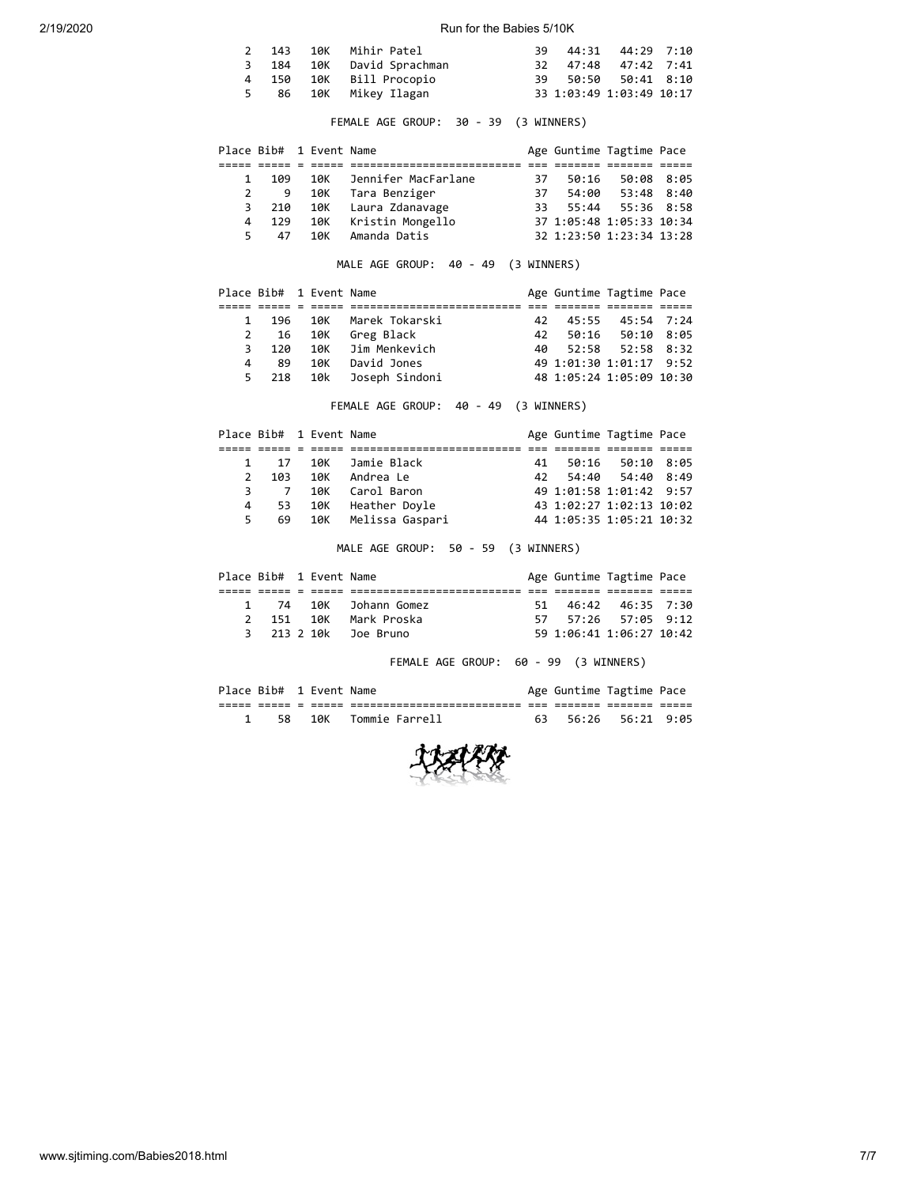| Place | Bib# | 1 | Event | Name | Age | Guntime | Tagtime | Pace |
|---|---|---|---|---|---|---|---|---|
| 2 | 143 | | 10K | Mihir Patel | 39 | 44:31 | 44:29 | 7:10 |
| 3 | 184 | | 10K | David Sprachman | 32 | 47:48 | 47:42 | 7:41 |
| 4 | 150 | | 10K | Bill Procopio | 39 | 50:50 | 50:41 | 8:10 |
| 5 | 86 | | 10K | Mikey Ilagan | 33 | 1:03:49 | 1:03:49 | 10:17 |

FEMALE AGE GROUP: 30 - 39 (3 WINNERS)

| Place | Bib# | 1 | Event | Name | Age | Guntime | Tagtime | Pace |
|---|---|---|---|---|---|---|---|---|
| 1 | 109 | | 10K | Jennifer MacFarlane | 37 | 50:16 | 50:08 | 8:05 |
| 2 | 9 | | 10K | Tara Benziger | 37 | 54:00 | 53:48 | 8:40 |
| 3 | 210 | | 10K | Laura Zdanavage | 33 | 55:44 | 55:36 | 8:58 |
| 4 | 129 | | 10K | Kristin Mongello | 37 | 1:05:48 | 1:05:33 | 10:34 |
| 5 | 47 | | 10K | Amanda Datis | 32 | 1:23:50 | 1:23:34 | 13:28 |

MALE AGE GROUP: 40 - 49 (3 WINNERS)

| Place | Bib# | 1 | Event | Name | Age | Guntime | Tagtime | Pace |
|---|---|---|---|---|---|---|---|---|
| 1 | 196 | | 10K | Marek Tokarski | 42 | 45:55 | 45:54 | 7:24 |
| 2 | 16 | | 10K | Greg Black | 42 | 50:16 | 50:10 | 8:05 |
| 3 | 120 | | 10K | Jim Menkevich | 40 | 52:58 | 52:58 | 8:32 |
| 4 | 89 | | 10K | David Jones | 49 | 1:01:30 | 1:01:17 | 9:52 |
| 5 | 218 | | 10k | Joseph Sindoni | 48 | 1:05:24 | 1:05:09 | 10:30 |

FEMALE AGE GROUP: 40 - 49 (3 WINNERS)

| Place | Bib# | 1 | Event | Name | Age | Guntime | Tagtime | Pace |
|---|---|---|---|---|---|---|---|---|
| 1 | 17 | | 10K | Jamie Black | 41 | 50:16 | 50:10 | 8:05 |
| 2 | 103 | | 10K | Andrea Le | 42 | 54:40 | 54:40 | 8:49 |
| 3 | 7 | | 10K | Carol Baron | 49 | 1:01:58 | 1:01:42 | 9:57 |
| 4 | 53 | | 10K | Heather Doyle | 43 | 1:02:27 | 1:02:13 | 10:02 |
| 5 | 69 | | 10K | Melissa Gaspari | 44 | 1:05:35 | 1:05:21 | 10:32 |

MALE AGE GROUP: 50 - 59 (3 WINNERS)

| Place | Bib# | 1 | Event | Name | Age | Guntime | Tagtime | Pace |
|---|---|---|---|---|---|---|---|---|
| 1 | 74 | | 10K | Johann Gomez | 51 | 46:42 | 46:35 | 7:30 |
| 2 | 151 | | 10K | Mark Proska | 57 | 57:26 | 57:05 | 9:12 |
| 3 | 213 | 2 | 10k | Joe Bruno | 59 | 1:06:41 | 1:06:27 | 10:42 |

FEMALE AGE GROUP: 60 - 99 (3 WINNERS)

| Place | Bib# | 1 | Event | Name | Age | Guntime | Tagtime | Pace |
|---|---|---|---|---|---|---|---|---|
| 1 | 58 | | 10K | Tommie Farrell | 63 | 56:26 | 56:21 | 9:05 |